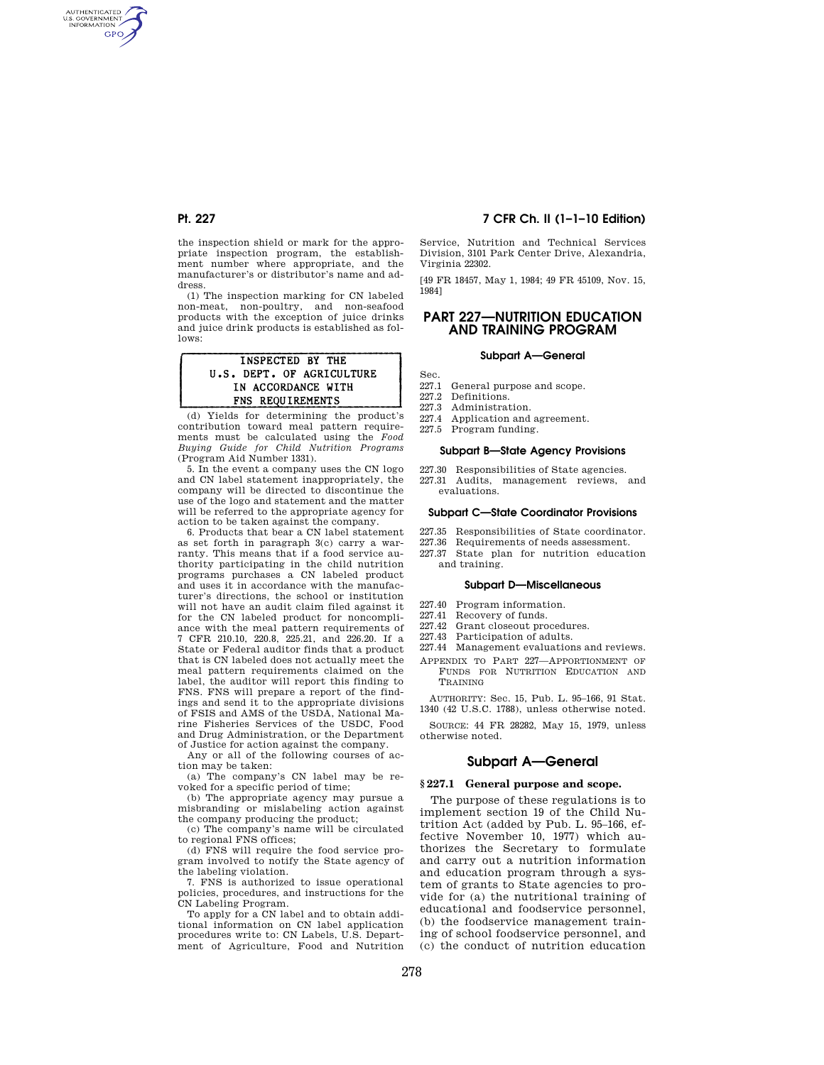the inspection shield or mark for the appropriate inspection program, the establishment number where appropriate, and the manufacturer's or distributor's name and address.

(1) The inspection marking for CN labeled non-meat, non-poultry, and non-seafood products with the exception of juice drinks and juice drink products is established as follows:

```
INSPECTED BY THE
U.S. DEPT. OF AGRICULTURE
IN ACCORDANCE WITH
FNS REQUIREMENTS
```

(d) Yields for determining the product's contribution toward meal pattern requirements must be calculated using the *Food Buying Guide for Child Nutrition Programs* (Program Aid Number 1331).

5. In the event a company uses the CN logo and CN label statement inappropriately, the company will be directed to discontinue the use of the logo and statement and the matter will be referred to the appropriate agency for action to be taken against the company.

6. Products that bear a CN label statement as set forth in paragraph 3(c) carry a warranty. This means that if a food service authority participating in the child nutrition programs purchases a CN labeled product and uses it in accordance with the manufacturer's directions, the school or institution will not have an audit claim filed against it for the CN labeled product for noncompliance with the meal pattern requirements of 7 CFR 210.10, 220.8, 225.21, and 226.20. If a State or Federal auditor finds that a product that is CN labeled does not actually meet the meal pattern requirements claimed on the label, the auditor will report this finding to FNS. FNS will prepare a report of the findings and send it to the appropriate divisions of FSIS and AMS of the USDA, National Marine Fisheries Services of the USDC, Food and Drug Administration, or the Department of Justice for action against the company.

Any or all of the following courses of action may be taken:

(a) The company's CN label may be revoked for a specific period of time;

(b) The appropriate agency may pursue a misbranding or mislabeling action against the company producing the product;

(c) The company's name will be circulated to regional FNS offices;

(d) FNS will require the food service program involved to notify the State agency of the labeling violation.

7. FNS is authorized to issue operational policies, procedures, and instructions for the CN Labeling Program.

To apply for a CN label and to obtain additional information on CN label application procedures write to: CN Labels, U.S. Department of Agriculture, Food and Nutrition Service, Nutrition and Technical Services Division, 3101 Park Center Drive, Alexandria, Virginia 22302.

[49 FR 18457, May 1, 1984; 49 FR 45109, Nov. 15, 1984]

# PART 227—NUTRITION EDUCATION AND TRAINING PROGRAM

### Subpart A—General

Sec.
227.1 General purpose and scope.
227.2 Definitions.
227.3 Administration.
227.4 Application and agreement.
227.5 Program funding.

### Subpart B—State Agency Provisions

227.30 Responsibilities of State agencies.
227.31 Audits, management reviews, and evaluations.

### Subpart C—State Coordinator Provisions

227.35 Responsibilities of State coordinator.
227.36 Requirements of needs assessment.
227.37 State plan for nutrition education and training.

### Subpart D—Miscellaneous

227.40 Program information.
227.41 Recovery of funds.
227.42 Grant closeout procedures.
227.43 Participation of adults.
227.44 Management evaluations and reviews.

APPENDIX TO PART 227—APPORTIONMENT OF FUNDS FOR NUTRITION EDUCATION AND TRAINING

AUTHORITY: Sec. 15, Pub. L. 95–166, 91 Stat. 1340 (42 U.S.C. 1788), unless otherwise noted.

SOURCE: 44 FR 28282, May 15, 1979, unless otherwise noted.

## Subpart A—General

### § 227.1 General purpose and scope.

The purpose of these regulations is to implement section 19 of the Child Nutrition Act (added by Pub. L. 95–166, effective November 10, 1977) which authorizes the Secretary to formulate and carry out a nutrition information and education program through a system of grants to State agencies to provide for (a) the nutritional training of educational and foodservice personnel, (b) the foodservice management training of school foodservice personnel, and (c) the conduct of nutrition education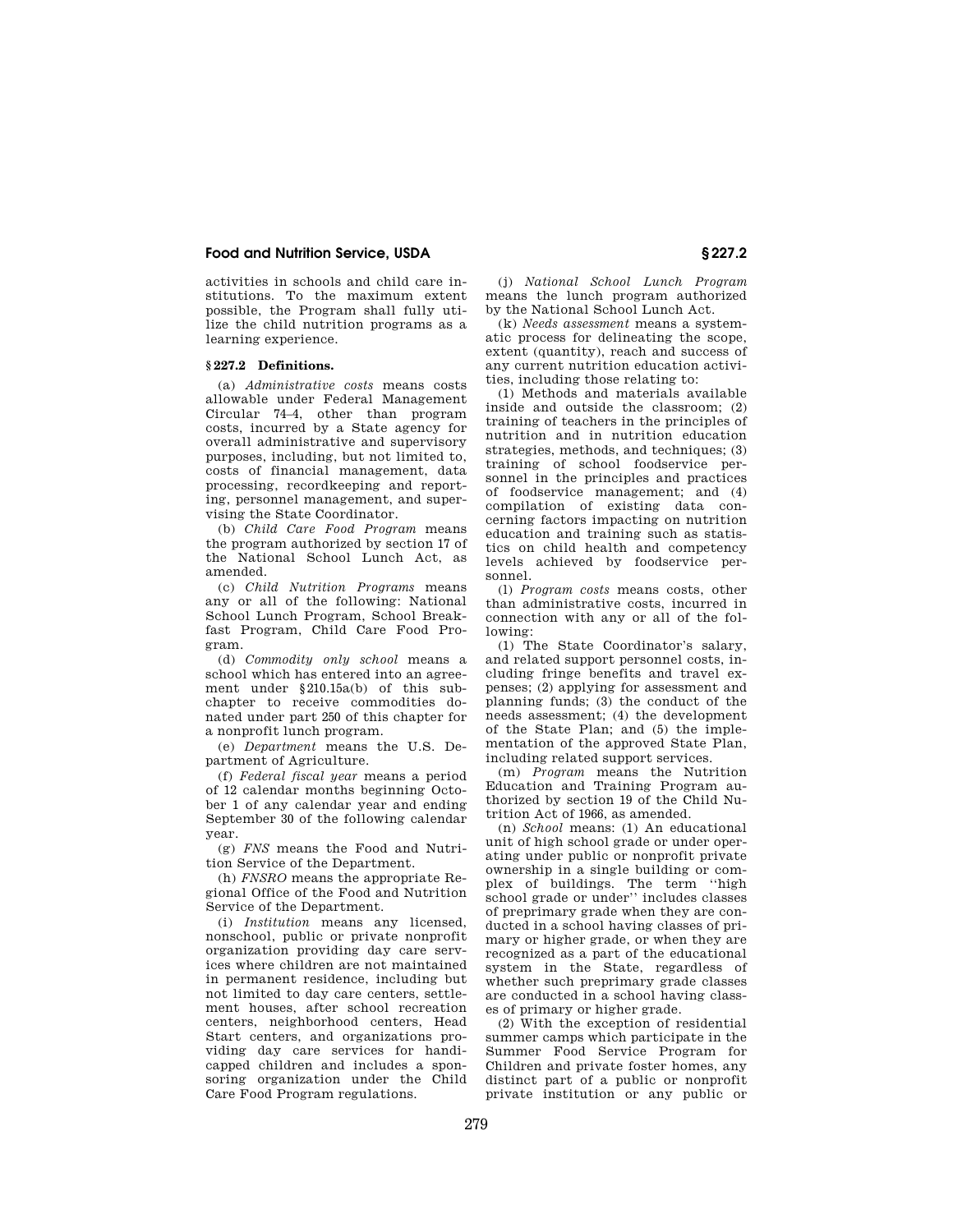activities in schools and child care institutions. To the maximum extent possible, the Program shall fully utilize the child nutrition programs as a learning experience.

## § 227.2 Definitions.

(a) *Administrative costs* means costs allowable under Federal Management Circular 74–4, other than program costs, incurred by a State agency for overall administrative and supervisory purposes, including, but not limited to, costs of financial management, data processing, recordkeeping and reporting, personnel management, and supervising the State Coordinator.

(b) *Child Care Food Program* means the program authorized by section 17 of the National School Lunch Act, as amended.

(c) *Child Nutrition Programs* means any or all of the following: National School Lunch Program, School Breakfast Program, Child Care Food Program.

(d) *Commodity only school* means a school which has entered into an agreement under §210.15a(b) of this subchapter to receive commodities donated under part 250 of this chapter for a nonprofit lunch program.

(e) *Department* means the U.S. Department of Agriculture.

(f) *Federal fiscal year* means a period of 12 calendar months beginning October 1 of any calendar year and ending September 30 of the following calendar year.

(g) *FNS* means the Food and Nutrition Service of the Department.

(h) *FNSRO* means the appropriate Regional Office of the Food and Nutrition Service of the Department.

(i) *Institution* means any licensed, nonschool, public or private nonprofit organization providing day care services where children are not maintained in permanent residence, including but not limited to day care centers, settlement houses, after school recreation centers, neighborhood centers, Head Start centers, and organizations providing day care services for handicapped children and includes a sponsoring organization under the Child Care Food Program regulations.

(j) *National School Lunch Program* means the lunch program authorized by the National School Lunch Act.

(k) *Needs assessment* means a systematic process for delineating the scope, extent (quantity), reach and success of any current nutrition education activities, including those relating to:

(1) Methods and materials available inside and outside the classroom; (2) training of teachers in the principles of nutrition and in nutrition education strategies, methods, and techniques; (3) training of school foodservice personnel in the principles and practices of foodservice management; and (4) compilation of existing data concerning factors impacting on nutrition education and training such as statistics on child health and competency levels achieved by foodservice personnel.

(l) *Program costs* means costs, other than administrative costs, incurred in connection with any or all of the following:

(1) The State Coordinator's salary, and related support personnel costs, including fringe benefits and travel expenses; (2) applying for assessment and planning funds; (3) the conduct of the needs assessment; (4) the development of the State Plan; and (5) the implementation of the approved State Plan, including related support services.

(m) *Program* means the Nutrition Education and Training Program authorized by section 19 of the Child Nutrition Act of 1966, as amended.

(n) *School* means: (1) An educational unit of high school grade or under operating under public or nonprofit private ownership in a single building or complex of buildings. The term "high school grade or under" includes classes of preprimary grade when they are conducted in a school having classes of primary or higher grade, or when they are recognized as a part of the educational system in the State, regardless of whether such preprimary grade classes are conducted in a school having classes of primary or higher grade.

(2) With the exception of residential summer camps which participate in the Summer Food Service Program for Children and private foster homes, any distinct part of a public or nonprofit private institution or any public or